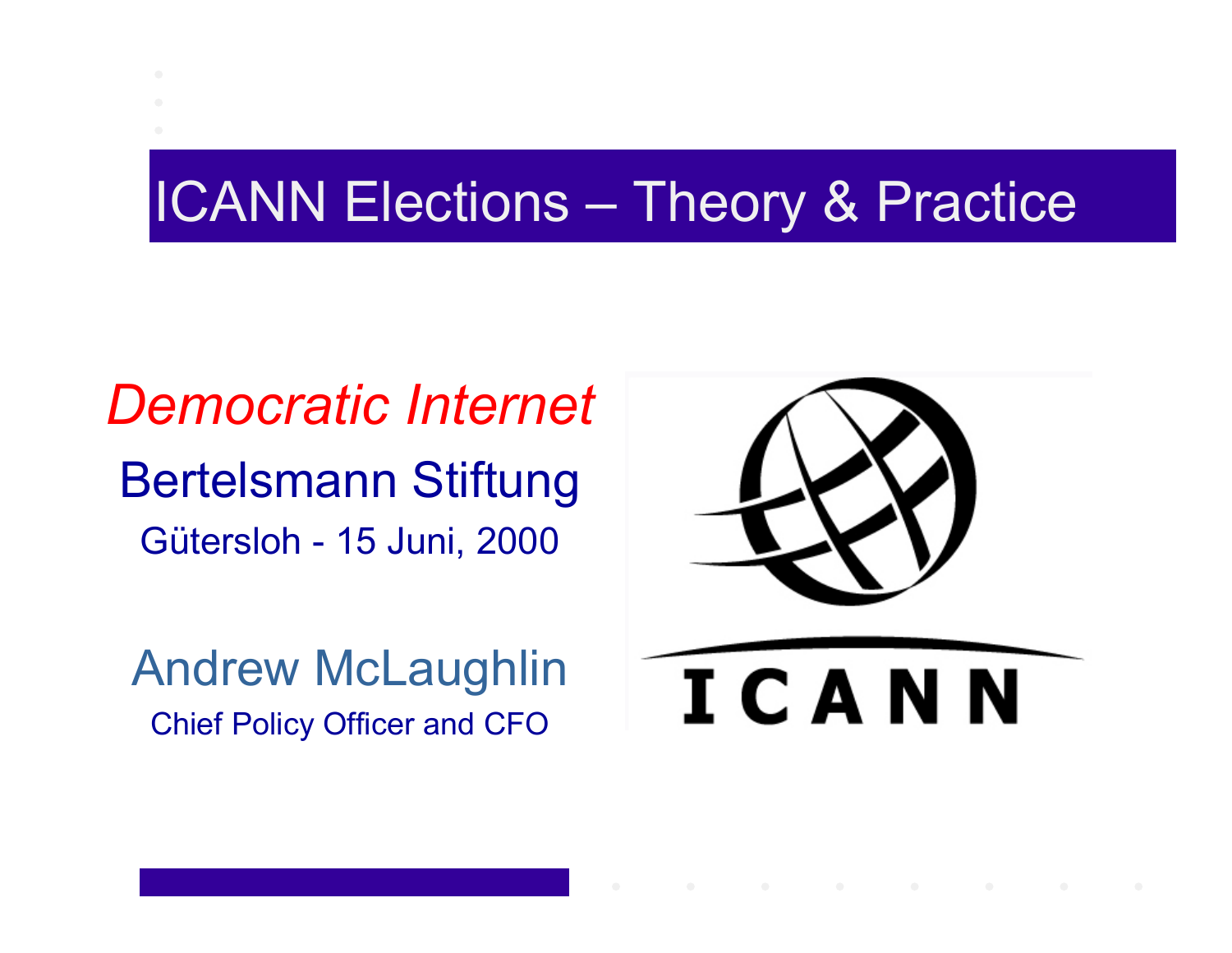# ICANN Elections – Theory & Practice

*Democratic Internet*

Bertelsmann Stiftung

Gütersloh - 15 Juni, 2000

Andrew McLaughlin

Chief Policy Officer and CFO

ICANN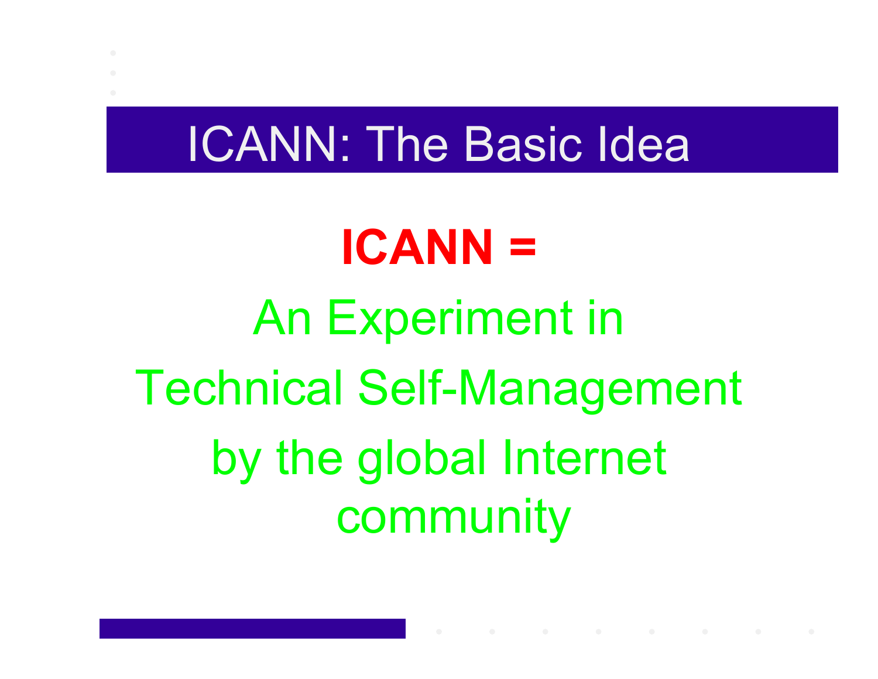# ICANN: The Basic Idea

**ICANN =**

An Experiment in

Technical Self-Management

by the global Internet

community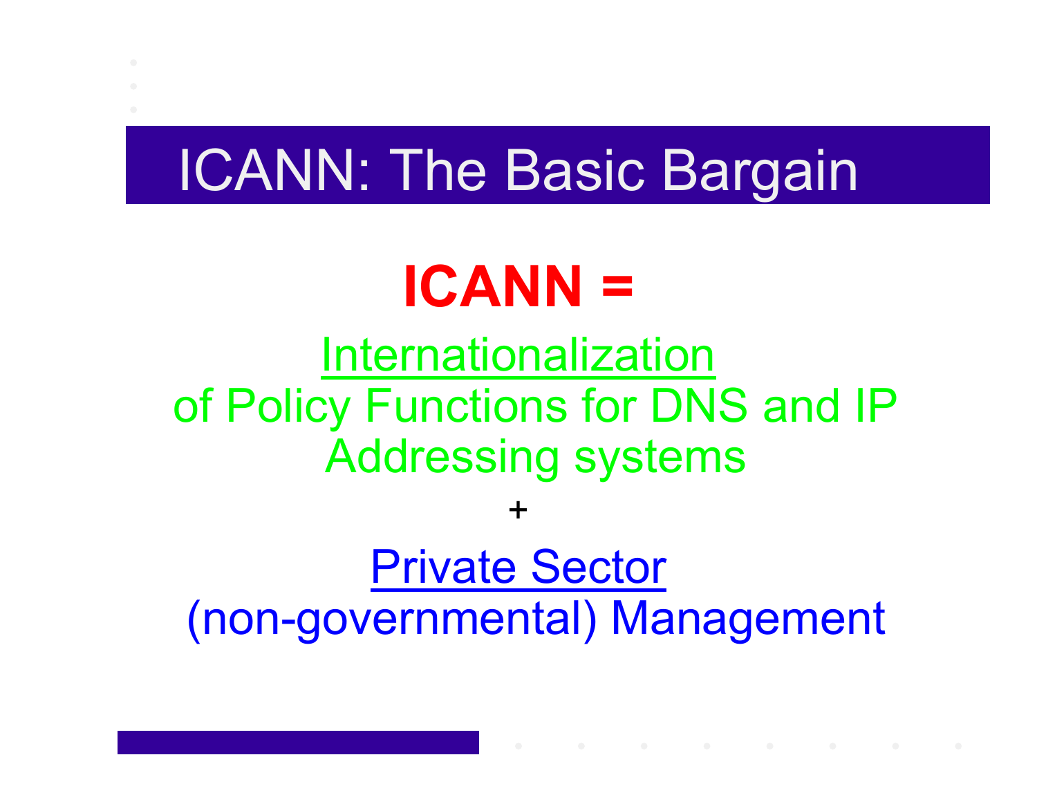# ICANN: The Basic Bargain

**ICANN =**

Internationalization of Policy Functions for DNS and IP Addressing systems

+

Private Sector (non-governmental) Management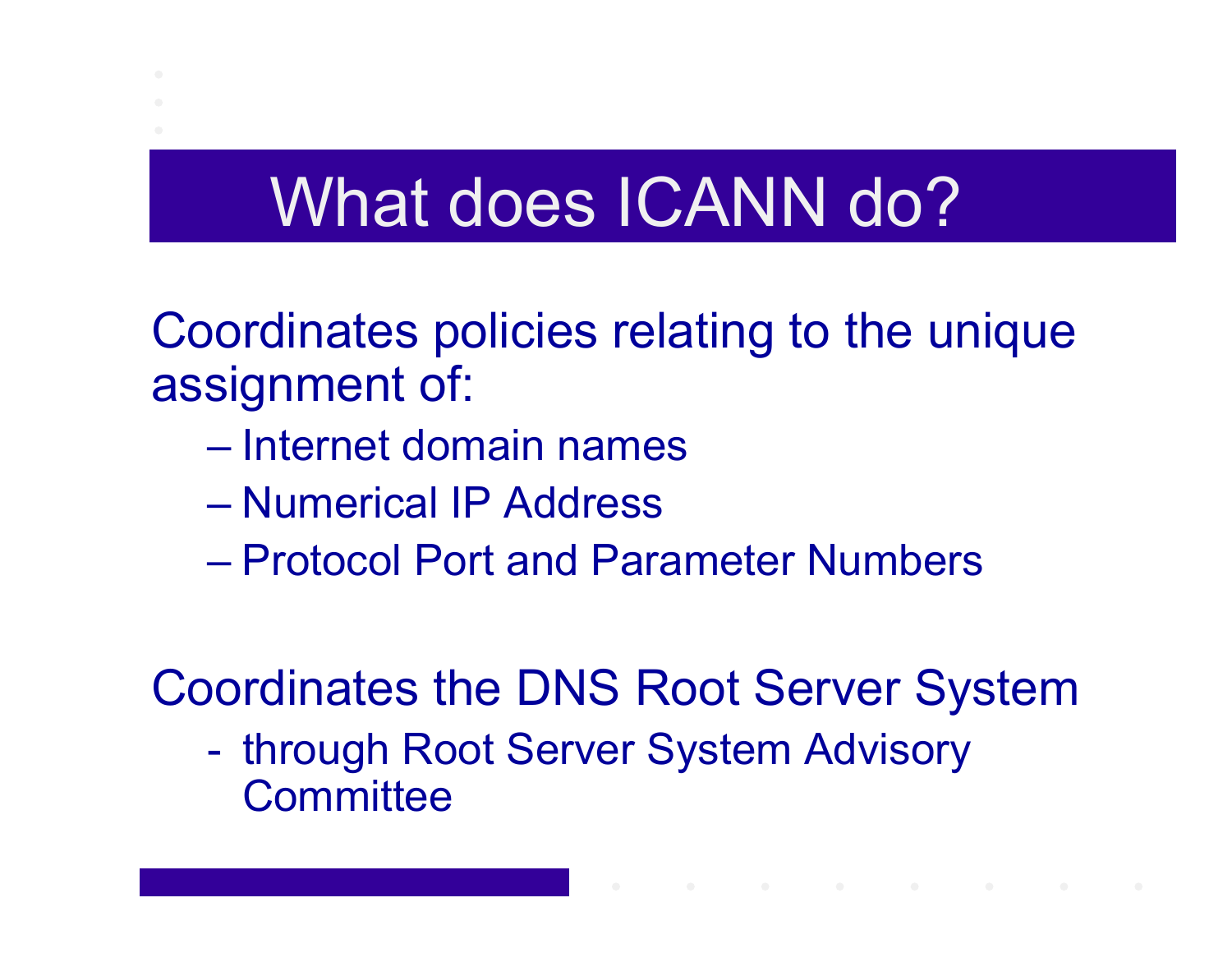# What does ICANN do?

Coordinates policies relating to the unique assignment of:

- Internet domain names
- Numerical IP Address
- Protocol Port and Parameter Numbers

Coordinates the DNS Root Server System

- through Root Server System Advisory Committee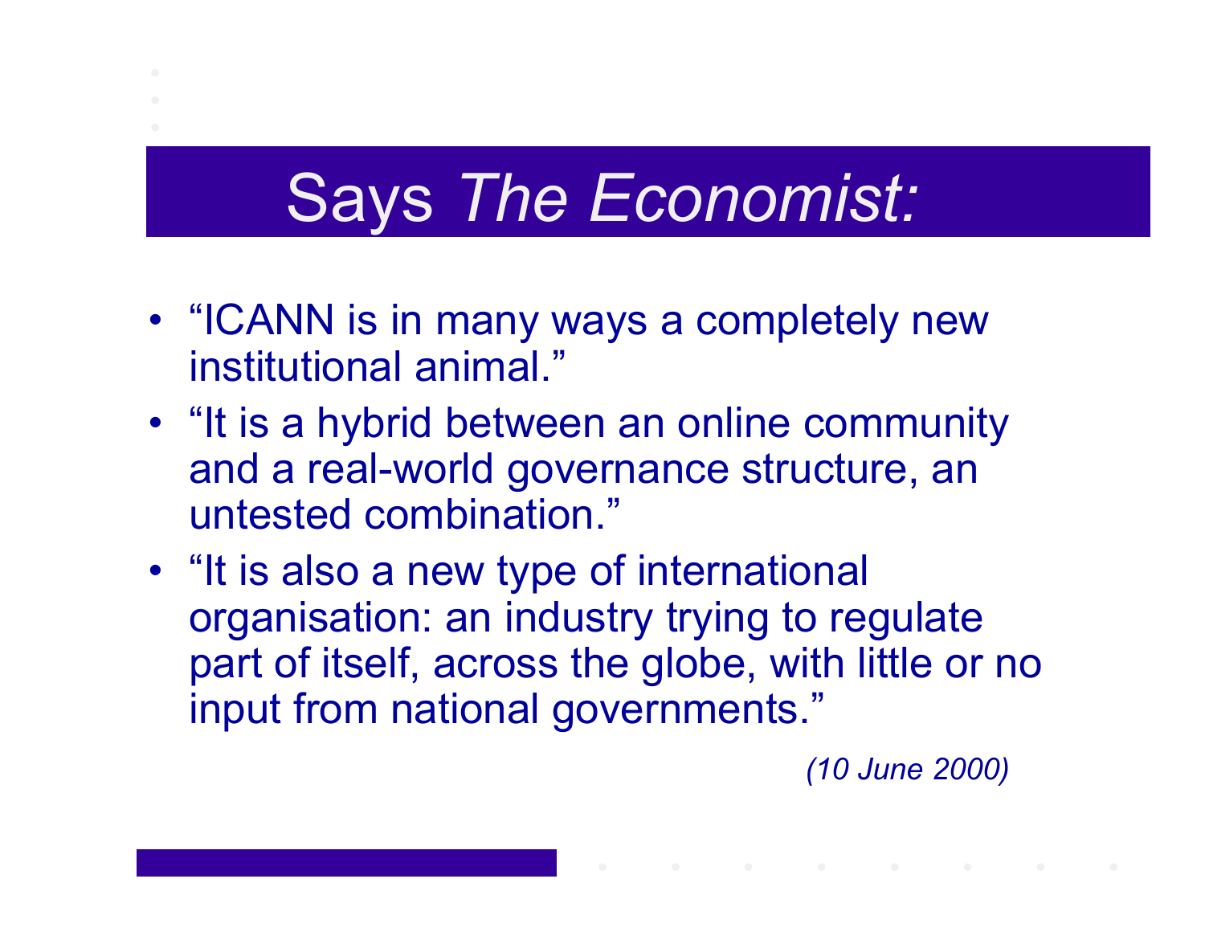# Says *The Economist:*

- "ICANN is in many ways a completely new institutional animal."
- "It is a hybrid between an online community and a real-world governance structure, an untested combination."
- "It is also a new type of international organisation: an industry trying to regulate part of itself, across the globe, with little or no input from national governments."

*(10 June 2000)*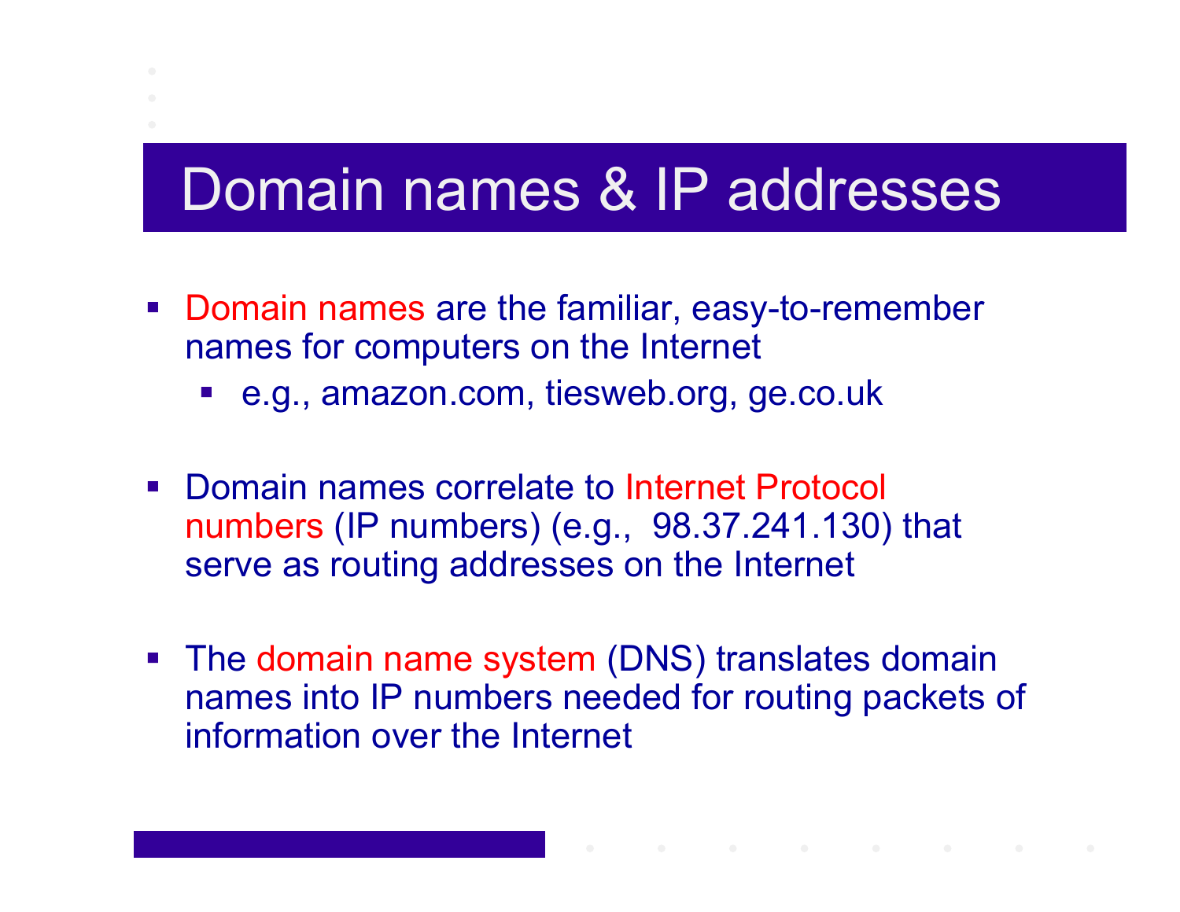# Domain names & IP addresses

- Domain names are the familiar, easy-to-remember names for computers on the Internet
  - e.g., amazon.com, tiesweb.org, ge.co.uk
- Domain names correlate to Internet Protocol numbers (IP numbers) (e.g., 98.37.241.130) that serve as routing addresses on the Internet
- The domain name system (DNS) translates domain names into IP numbers needed for routing packets of information over the Internet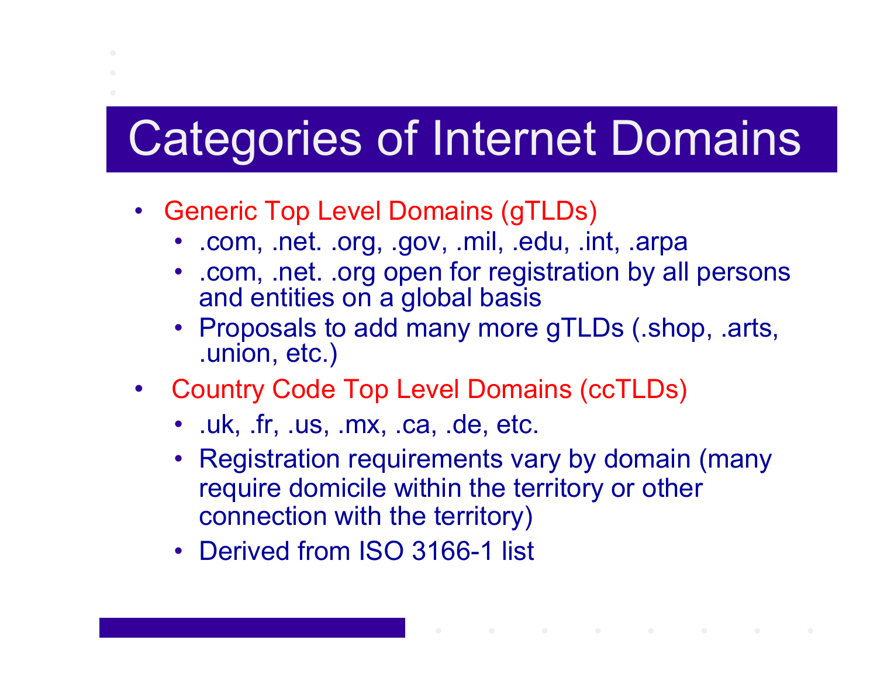# Categories of Internet Domains

- Generic Top Level Domains (gTLDs)
  - .com, .net. .org, .gov, .mil, .edu, .int, .arpa
  - .com, .net. .org open for registration by all persons and entities on a global basis
  - Proposals to add many more gTLDs (.shop, .arts, .union, etc.)
- Country Code Top Level Domains (ccTLDs)
  - .uk, .fr, .us, .mx, .ca, .de, etc.
  - Registration requirements vary by domain (many require domicile within the territory or other connection with the territory)
  - Derived from ISO 3166-1 list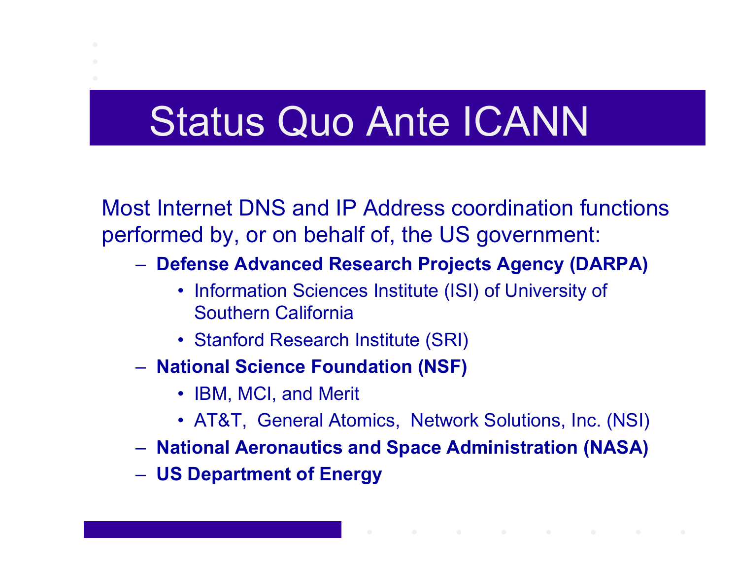# Status Quo Ante ICANN

Most Internet DNS and IP Address coordination functions performed by, or on behalf of, the US government:

- **Defense Advanced Research Projects Agency (DARPA)**
  - Information Sciences Institute (ISI) of University of Southern California
  - Stanford Research Institute (SRI)
- **National Science Foundation (NSF)**
  - IBM, MCI, and Merit
  - AT&T, General Atomics, Network Solutions, Inc. (NSI)
- **National Aeronautics and Space Administration (NASA)**
- **US Department of Energy**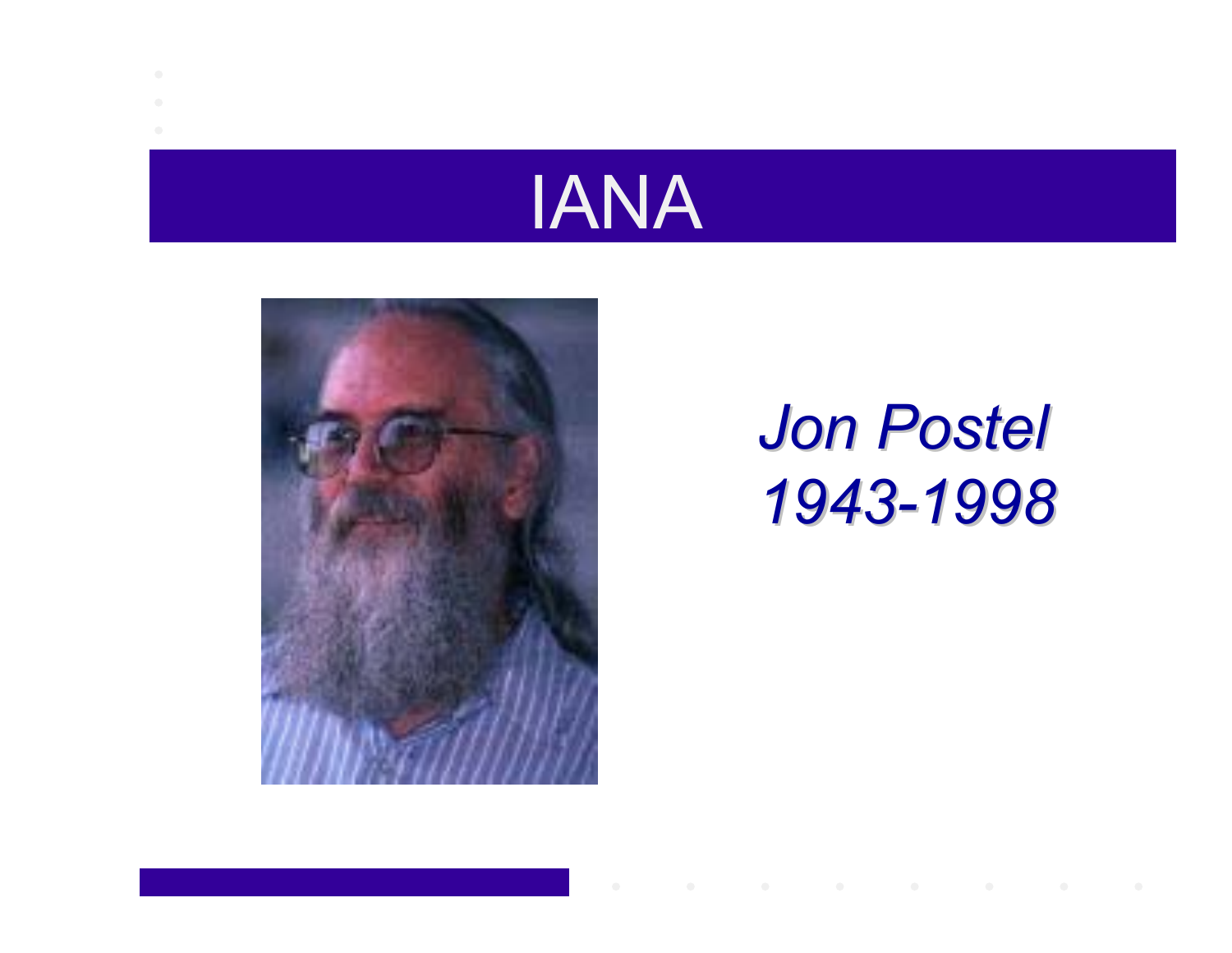# IANA

*Jon Postel*
*1943-1998*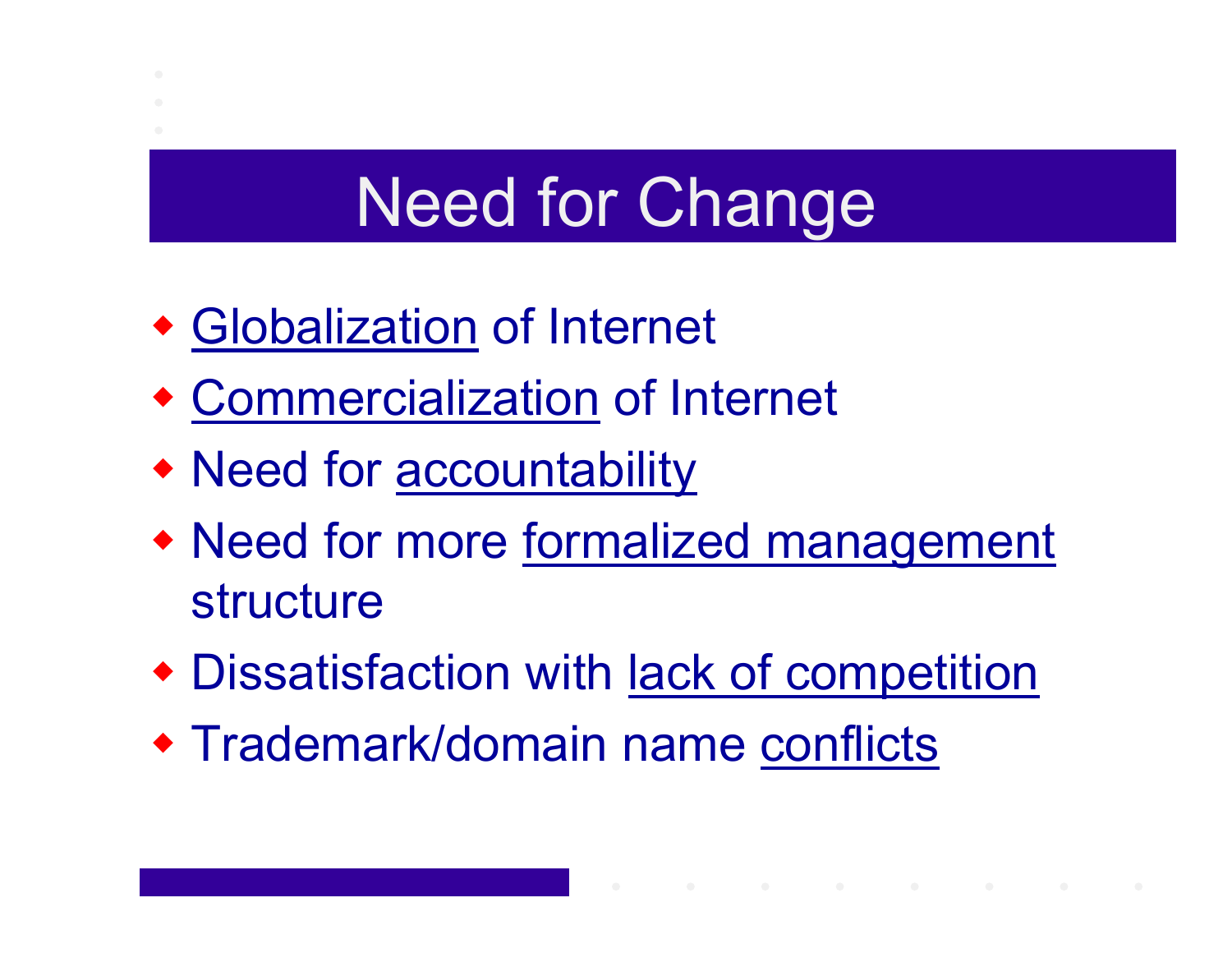# Need for Change

- Globalization of Internet
- Commercialization of Internet
- Need for accountability
- Need for more formalized management structure
- Dissatisfaction with lack of competition
- Trademark/domain name conflicts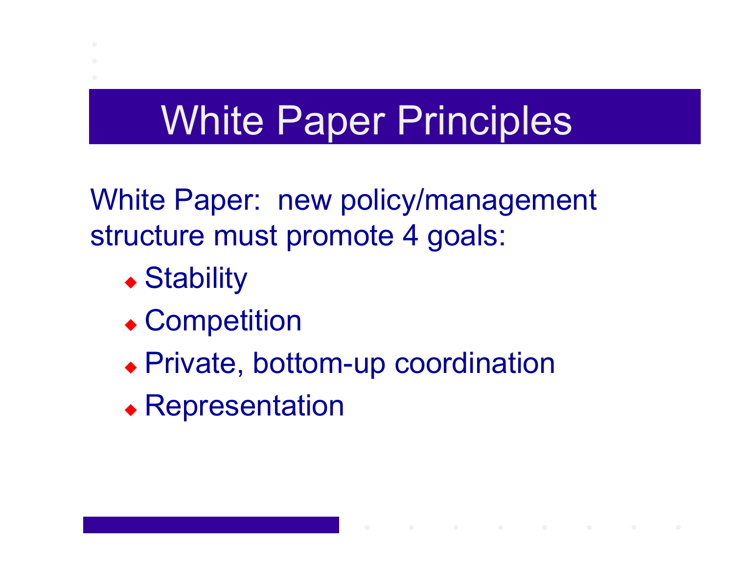# White Paper Principles

White Paper: new policy/management structure must promote 4 goals:

- Stability
- Competition
- Private, bottom-up coordination
- Representation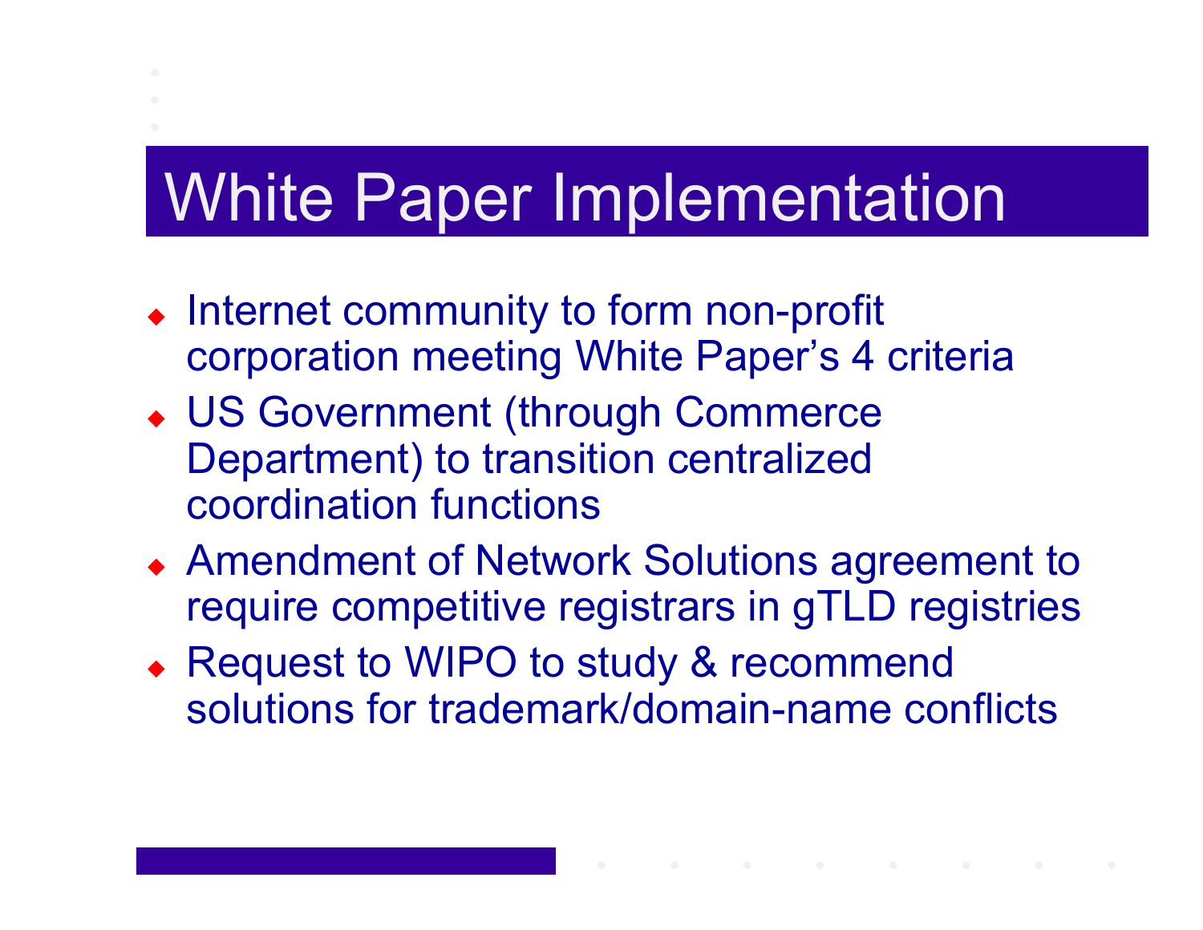# White Paper Implementation

- Internet community to form non-profit corporation meeting White Paper's 4 criteria
- US Government (through Commerce Department) to transition centralized coordination functions
- Amendment of Network Solutions agreement to require competitive registrars in gTLD registries
- Request to WIPO to study & recommend solutions for trademark/domain-name conflicts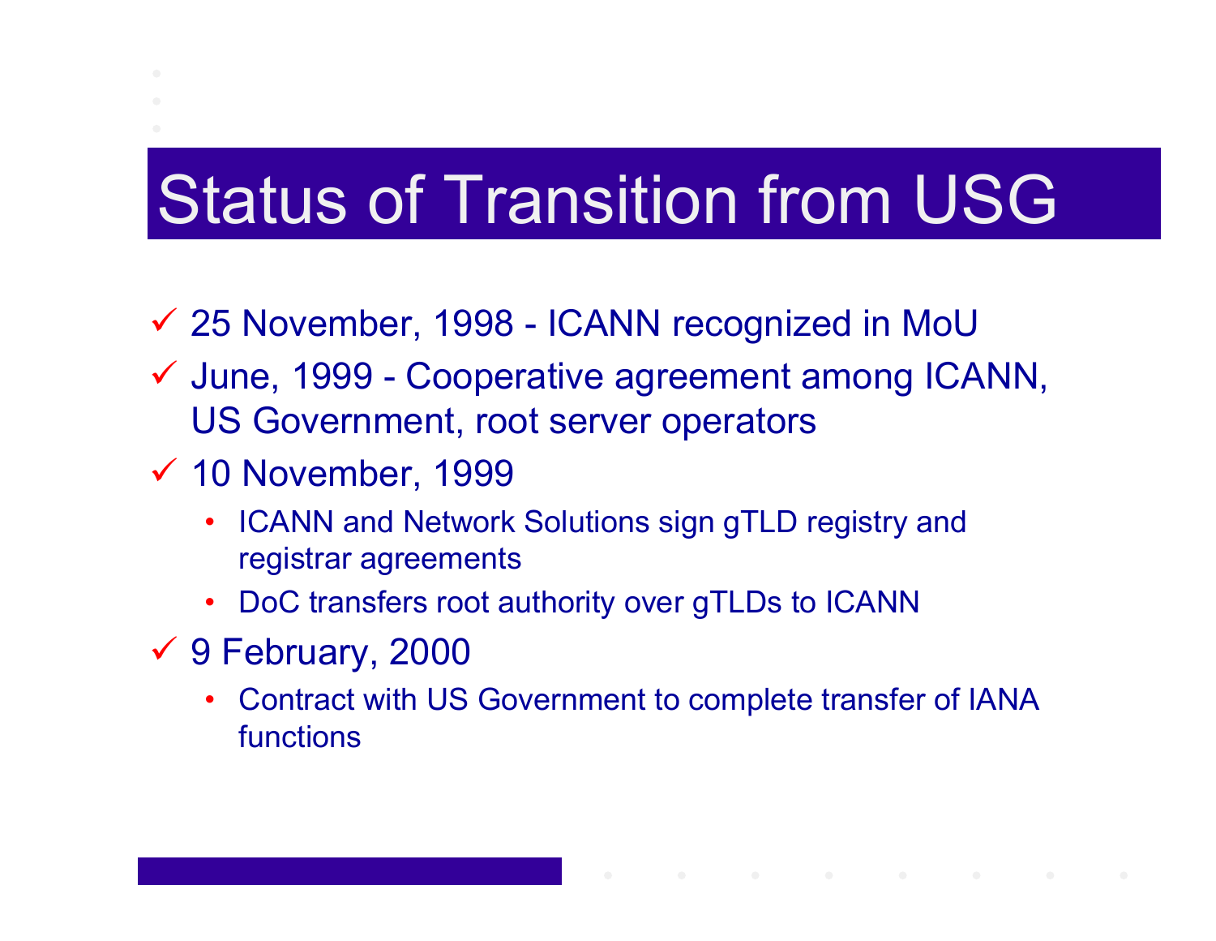# Status of Transition from USG

- ✓ 25 November, 1998 - ICANN recognized in MoU
- ✓ June, 1999 - Cooperative agreement among ICANN, US Government, root server operators
- ✓ 10 November, 1999
  - ICANN and Network Solutions sign gTLD registry and registrar agreements
  - DoC transfers root authority over gTLDs to ICANN
- ✓ 9 February, 2000
  - Contract with US Government to complete transfer of IANA functions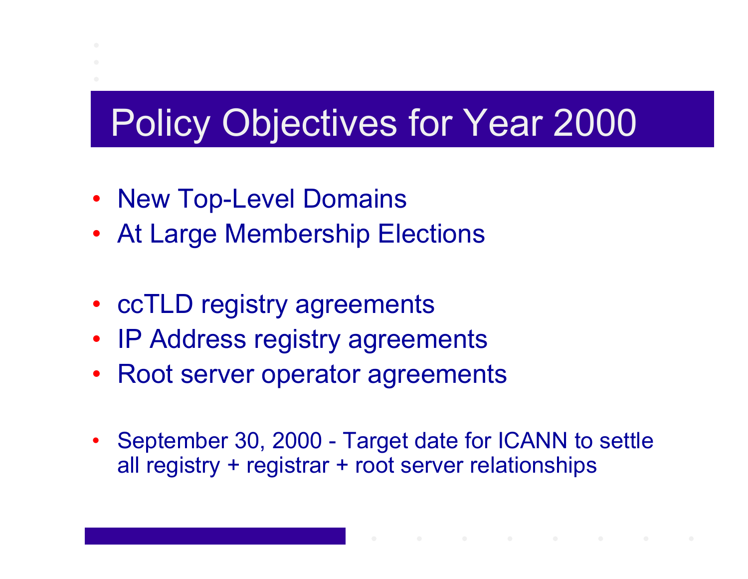# Policy Objectives for Year 2000

- New Top-Level Domains
- At Large Membership Elections

- ccTLD registry agreements
- IP Address registry agreements
- Root server operator agreements

- September 30, 2000 - Target date for ICANN to settle all registry + registrar + root server relationships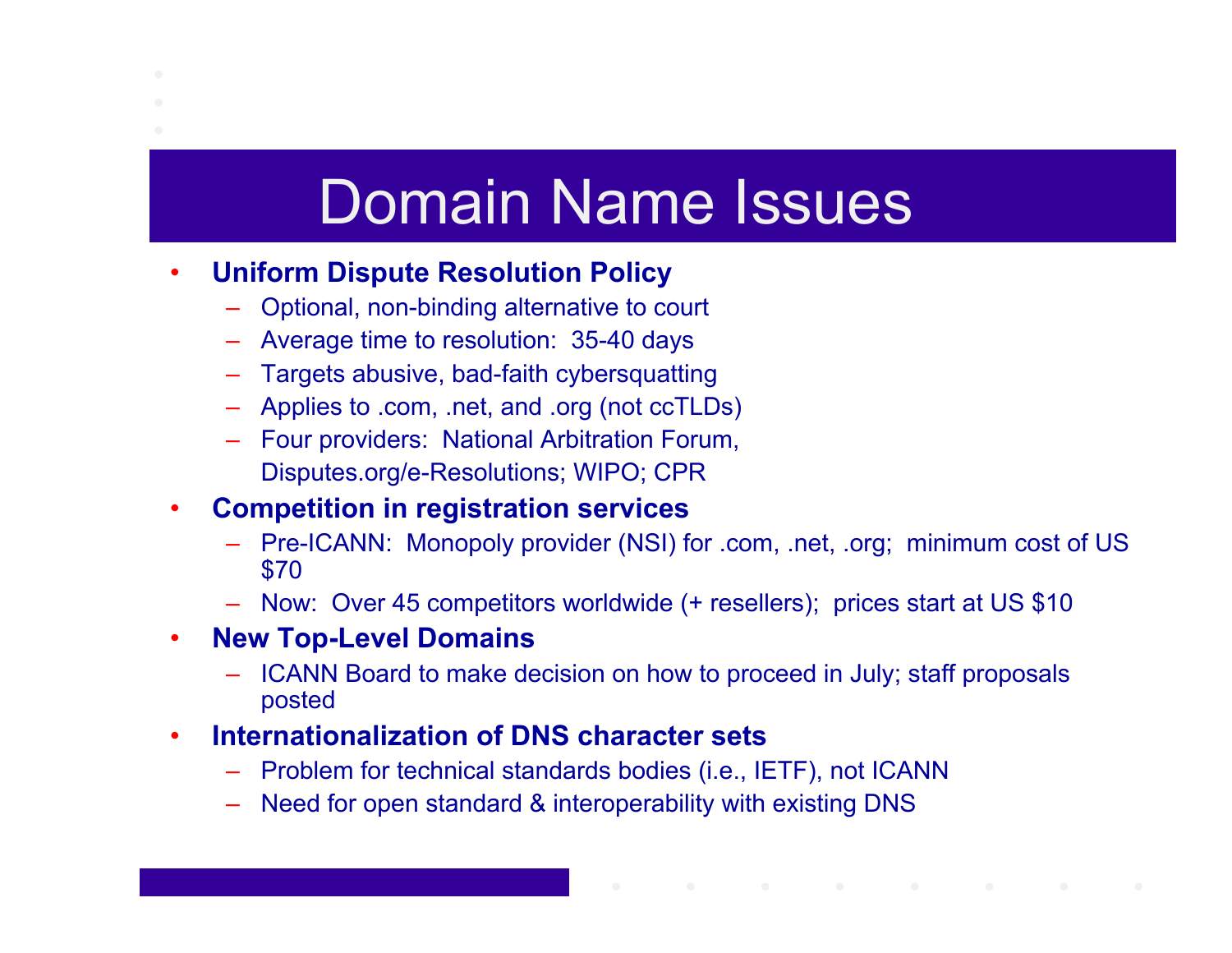# Domain Name Issues

- **Uniform Dispute Resolution Policy**
  - Optional, non-binding alternative to court
  - Average time to resolution: 35-40 days
  - Targets abusive, bad-faith cybersquatting
  - Applies to .com, .net, and .org (not ccTLDs)
  - Four providers: National Arbitration Forum, Disputes.org/e-Resolutions; WIPO; CPR
- **Competition in registration services**
  - Pre-ICANN: Monopoly provider (NSI) for .com, .net, .org; minimum cost of US $70
  - Now: Over 45 competitors worldwide (+ resellers); prices start at US $10
- **New Top-Level Domains**
  - ICANN Board to make decision on how to proceed in July; staff proposals posted
- **Internationalization of DNS character sets**
  - Problem for technical standards bodies (i.e., IETF), not ICANN
  - Need for open standard & interoperability with existing DNS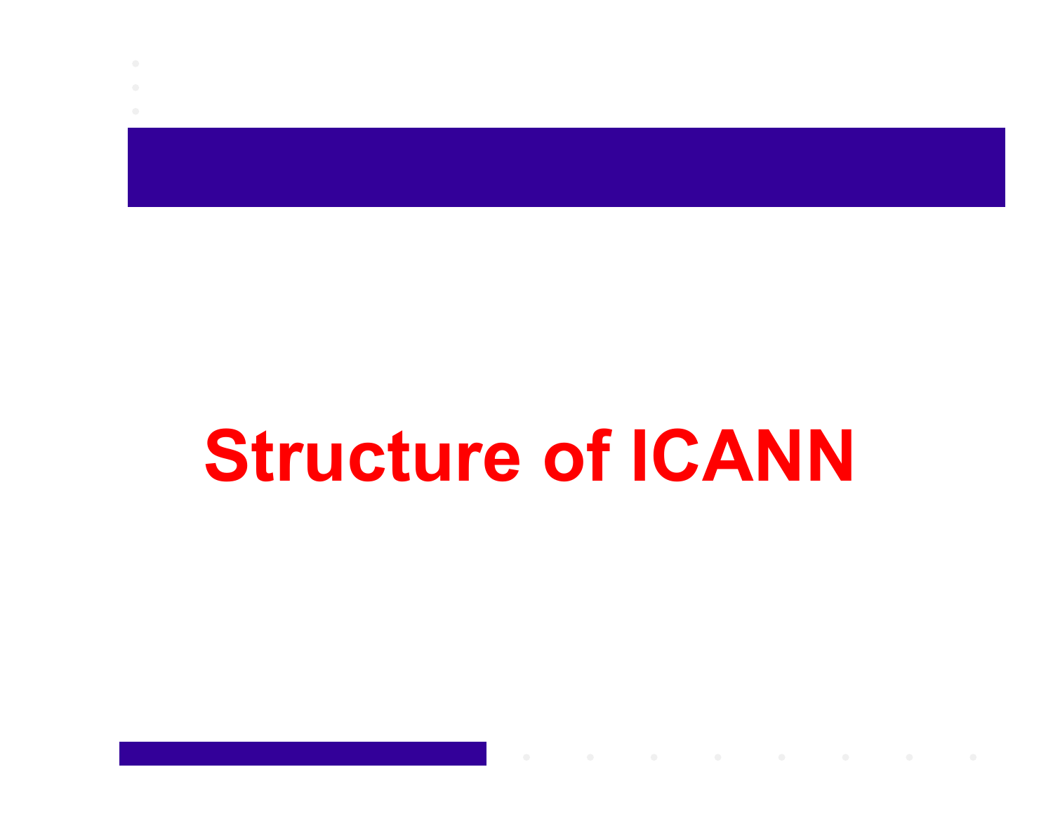# Structure of ICANN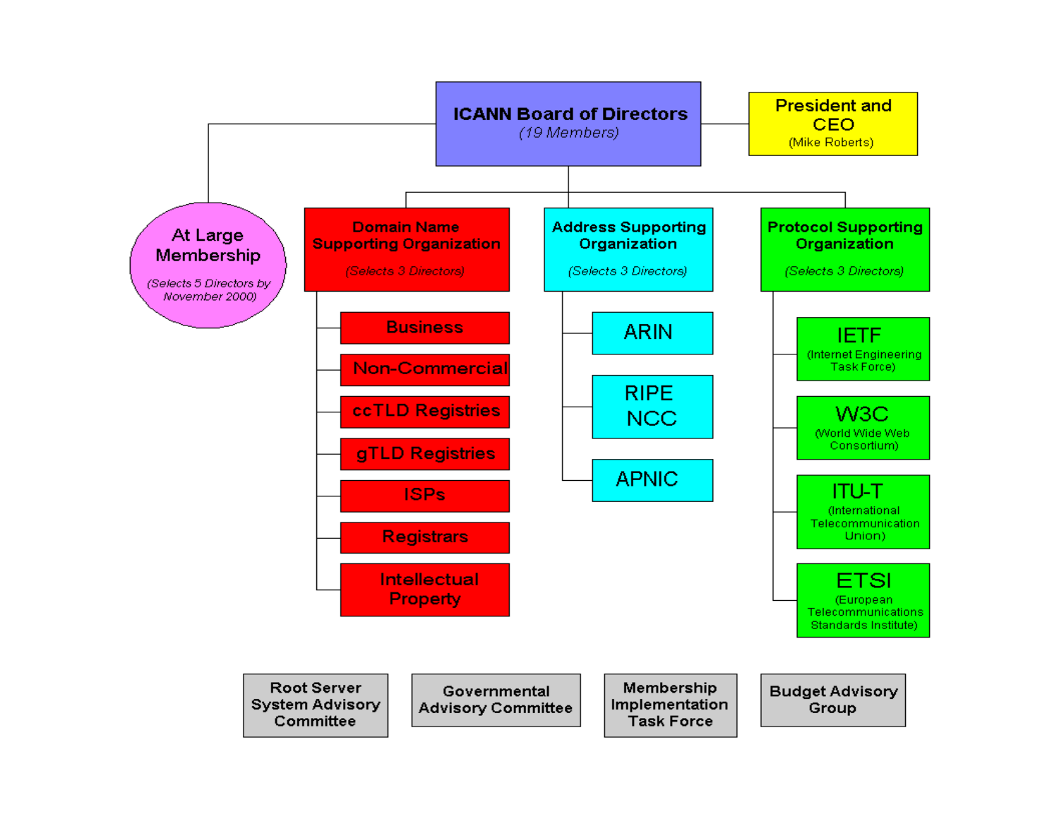**ICANN Board of Directors**
*(19 Members)*

**President and CEO**
(Mike Roberts)

**At Large Membership**
*(Selects 5 Directors by November 2000)*

**Domain Name Supporting Organization**
*(Selects 3 Directors)*

- Business
- Non-Commercial
- ccTLD Registries
- gTLD Registries
- ISPs
- Registrars
- Intellectual Property

**Address Supporting Organization**
*(Selects 3 Directors)*

- ARIN
- RIPE NCC
- APNIC

**Protocol Supporting Organization**
*(Selects 3 Directors)*

- IETF (Internet Engineering Task Force)
- W3C (World Wide Web Consortium)
- ITU-T (International Telecommunication Union)
- ETSI (European Telecommunications Standards Institute)

**Root Server System Advisory Committee**

**Governmental Advisory Committee**

**Membership Implementation Task Force**

**Budget Advisory Group**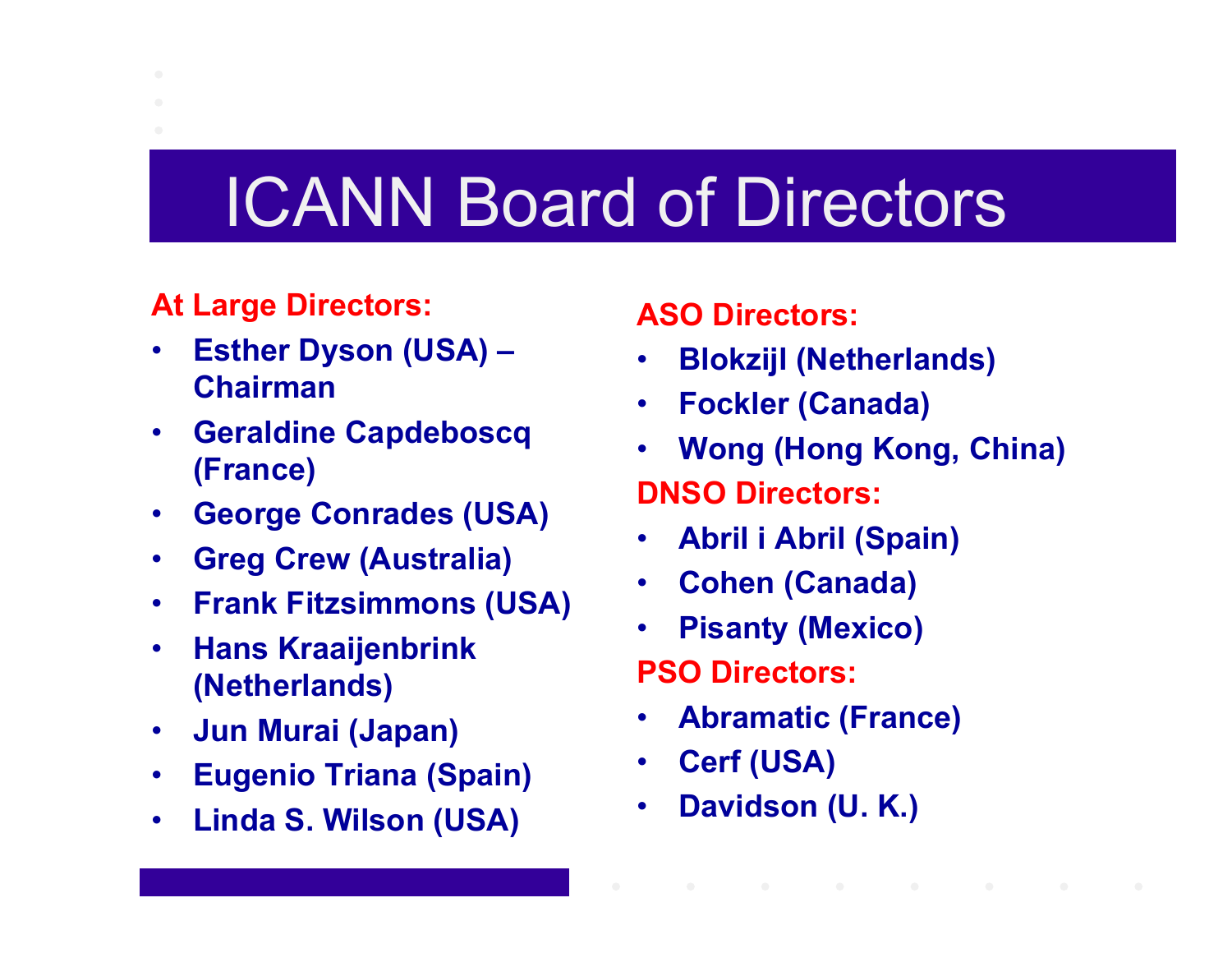# ICANN Board of Directors

**At Large Directors:**

- **Esther Dyson (USA) – Chairman**
- **Geraldine Capdeboscq (France)**
- **George Conrades (USA)**
- **Greg Crew (Australia)**
- **Frank Fitzsimmons (USA)**
- **Hans Kraaijenbrink (Netherlands)**
- **Jun Murai (Japan)**
- **Eugenio Triana (Spain)**
- **Linda S. Wilson (USA)**

**ASO Directors:**

- **Blokzijl (Netherlands)**
- **Fockler (Canada)**
- **Wong (Hong Kong, China)**

**DNSO Directors:**

- **Abril i Abril (Spain)**
- **Cohen (Canada)**
- **Pisanty (Mexico)**

**PSO Directors:**

- **Abramatic (France)**
- **Cerf (USA)**
- **Davidson (U. K.)**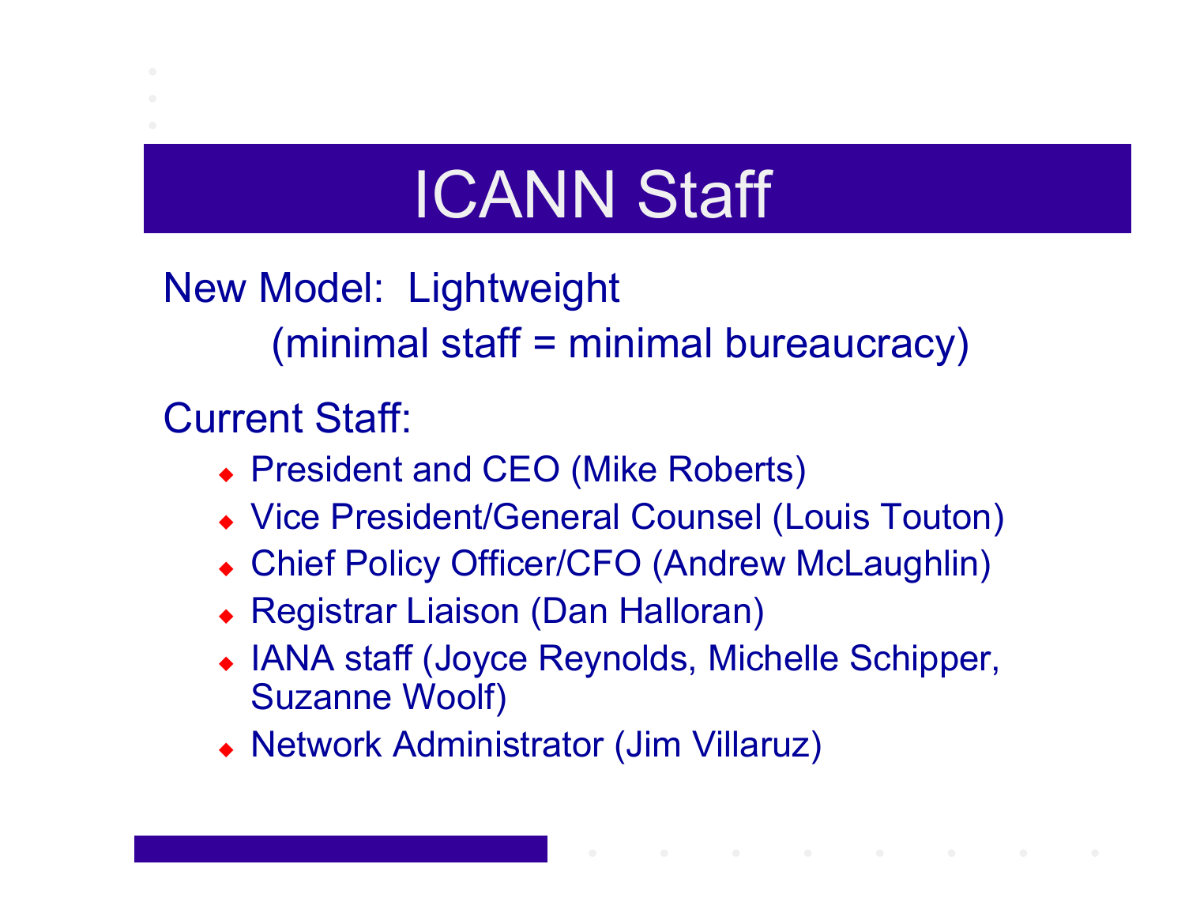# ICANN Staff

New Model: Lightweight
(minimal staff = minimal bureaucracy)

Current Staff:

- President and CEO (Mike Roberts)
- Vice President/General Counsel (Louis Touton)
- Chief Policy Officer/CFO (Andrew McLaughlin)
- Registrar Liaison (Dan Halloran)
- IANA staff (Joyce Reynolds, Michelle Schipper, Suzanne Woolf)
- Network Administrator (Jim Villaruz)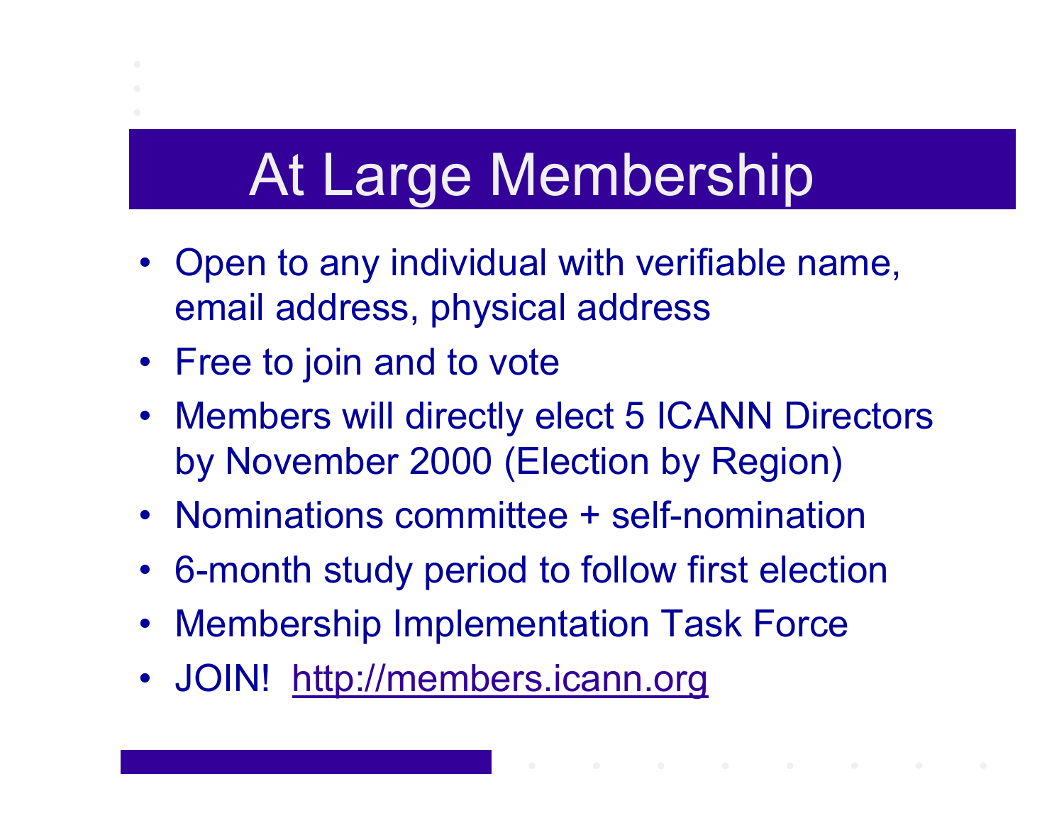# At Large Membership

- Open to any individual with verifiable name, email address, physical address
- Free to join and to vote
- Members will directly elect 5 ICANN Directors by November 2000 (Election by Region)
- Nominations committee + self-nomination
- 6-month study period to follow first election
- Membership Implementation Task Force
- JOIN! http://members.icann.org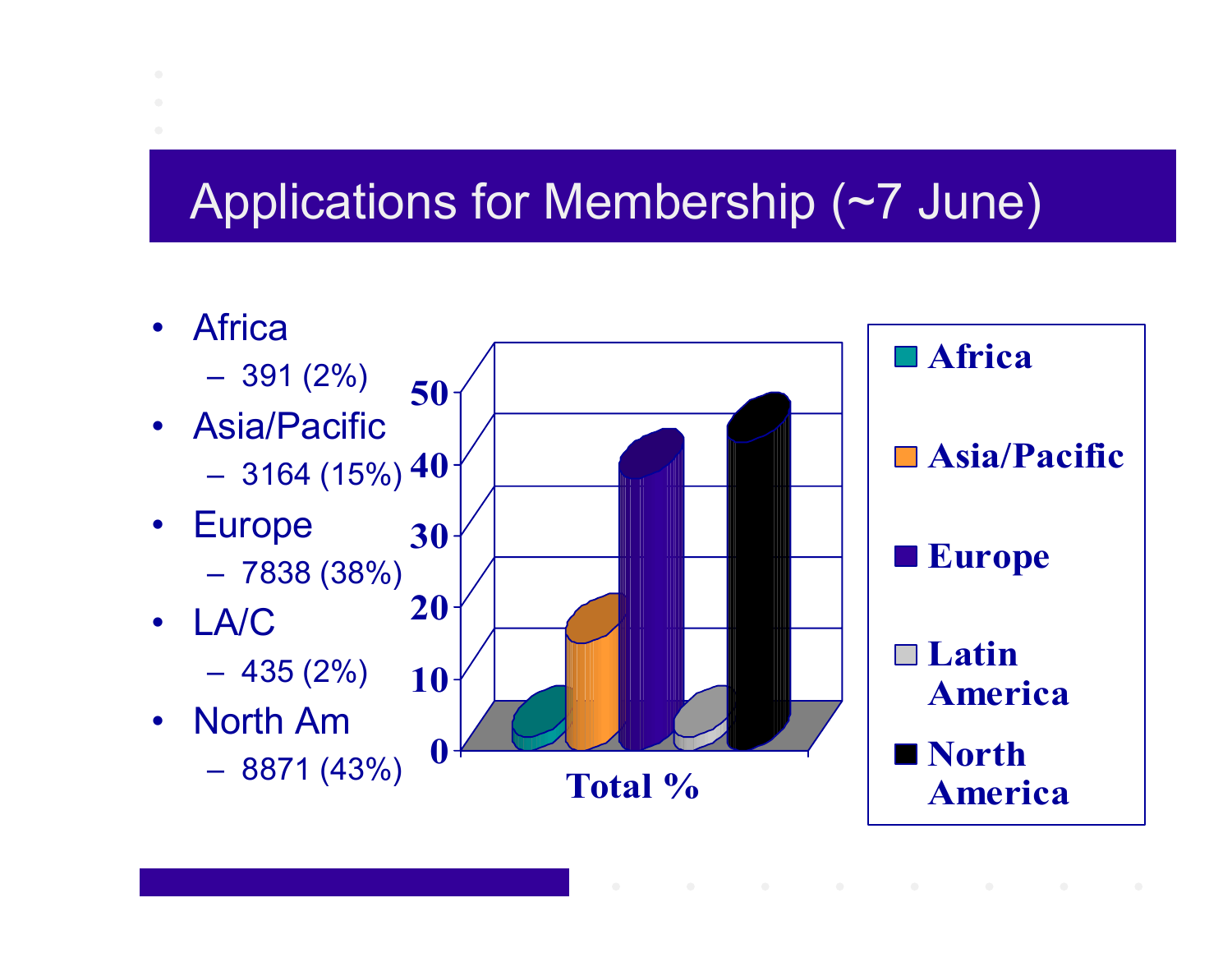# Applications for Membership (~7 June)

- Africa
  - 391 (2%)
- Asia/Pacific
  - 3164 (15%)
- Europe
  - 7838 (38%)
- LA/C
  - 435 (2%)
- North Am
  - 8871 (43%)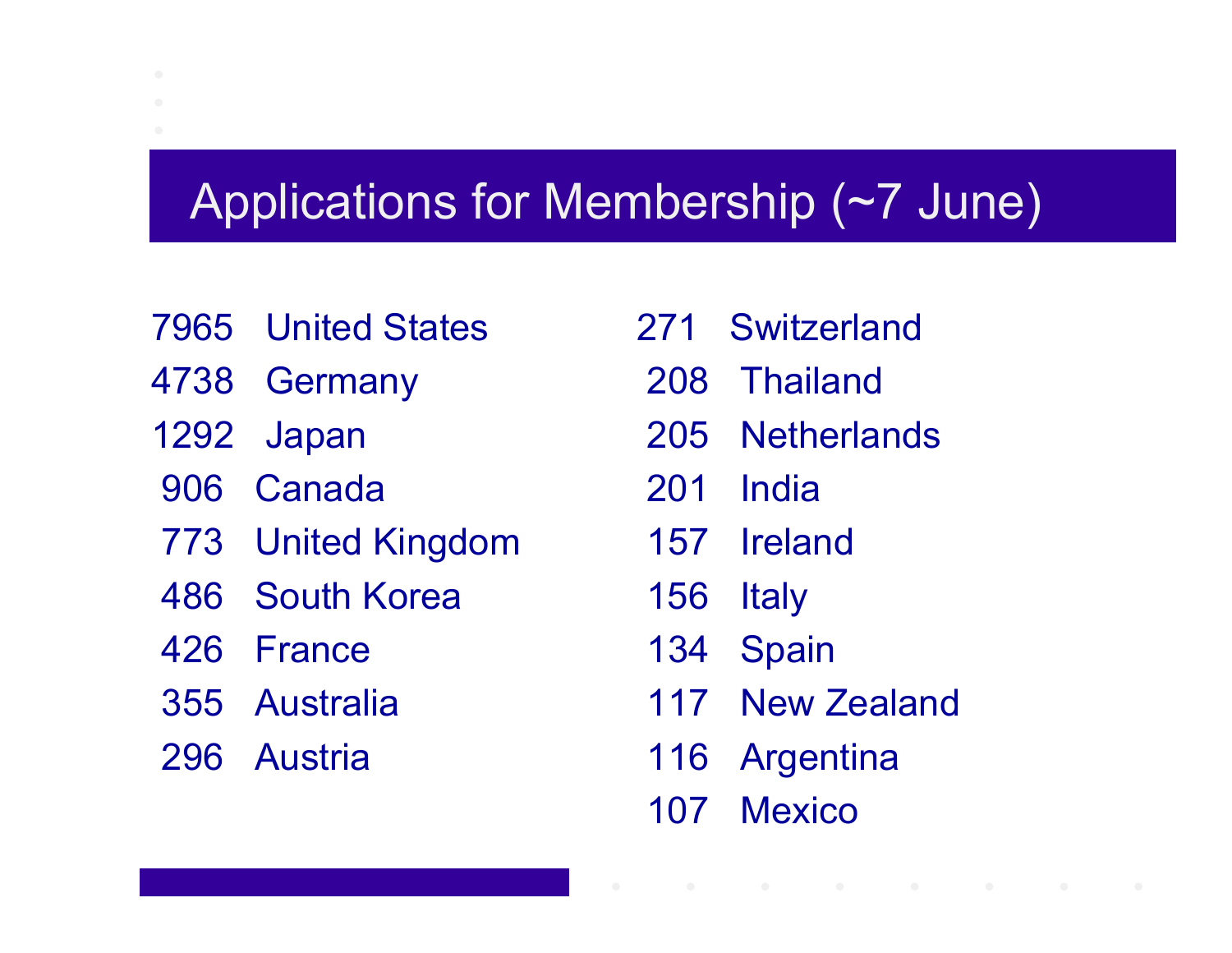## Applications for Membership (~7 June)

| | |
|---|---|
| 7965 | United States |
| 4738 | Germany |
| 1292 | Japan |
| 906 | Canada |
| 773 | United Kingdom |
| 486 | South Korea |
| 426 | France |
| 355 | Australia |
| 296 | Austria |
| 271 | Switzerland |
| 208 | Thailand |
| 205 | Netherlands |
| 201 | India |
| 157 | Ireland |
| 156 | Italy |
| 134 | Spain |
| 117 | New Zealand |
| 116 | Argentina |
| 107 | Mexico |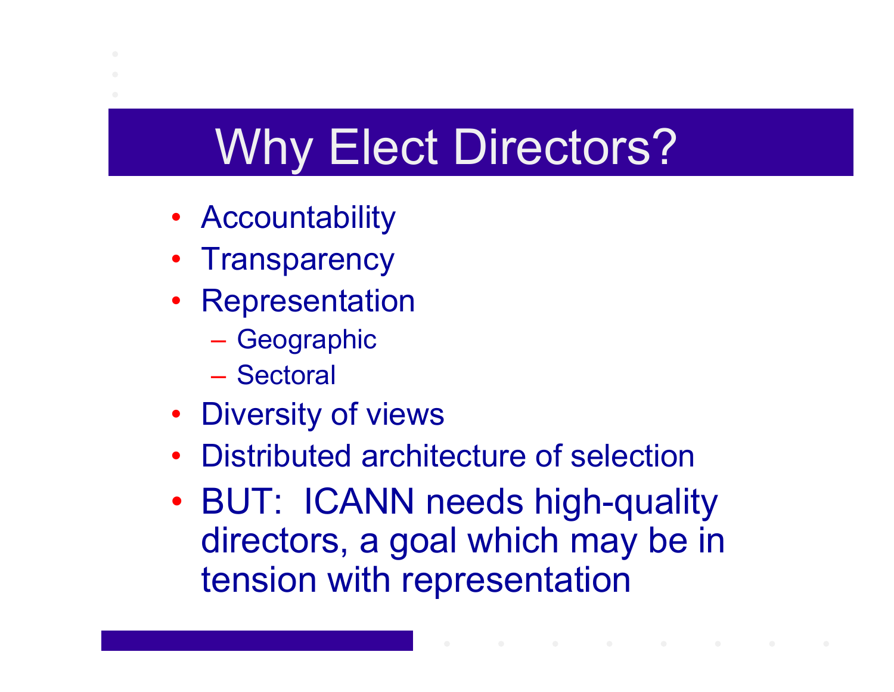# Why Elect Directors?

- Accountability
- Transparency
- Representation
  - Geographic
  - Sectoral
- Diversity of views
- Distributed architecture of selection
- BUT: ICANN needs high-quality directors, a goal which may be in tension with representation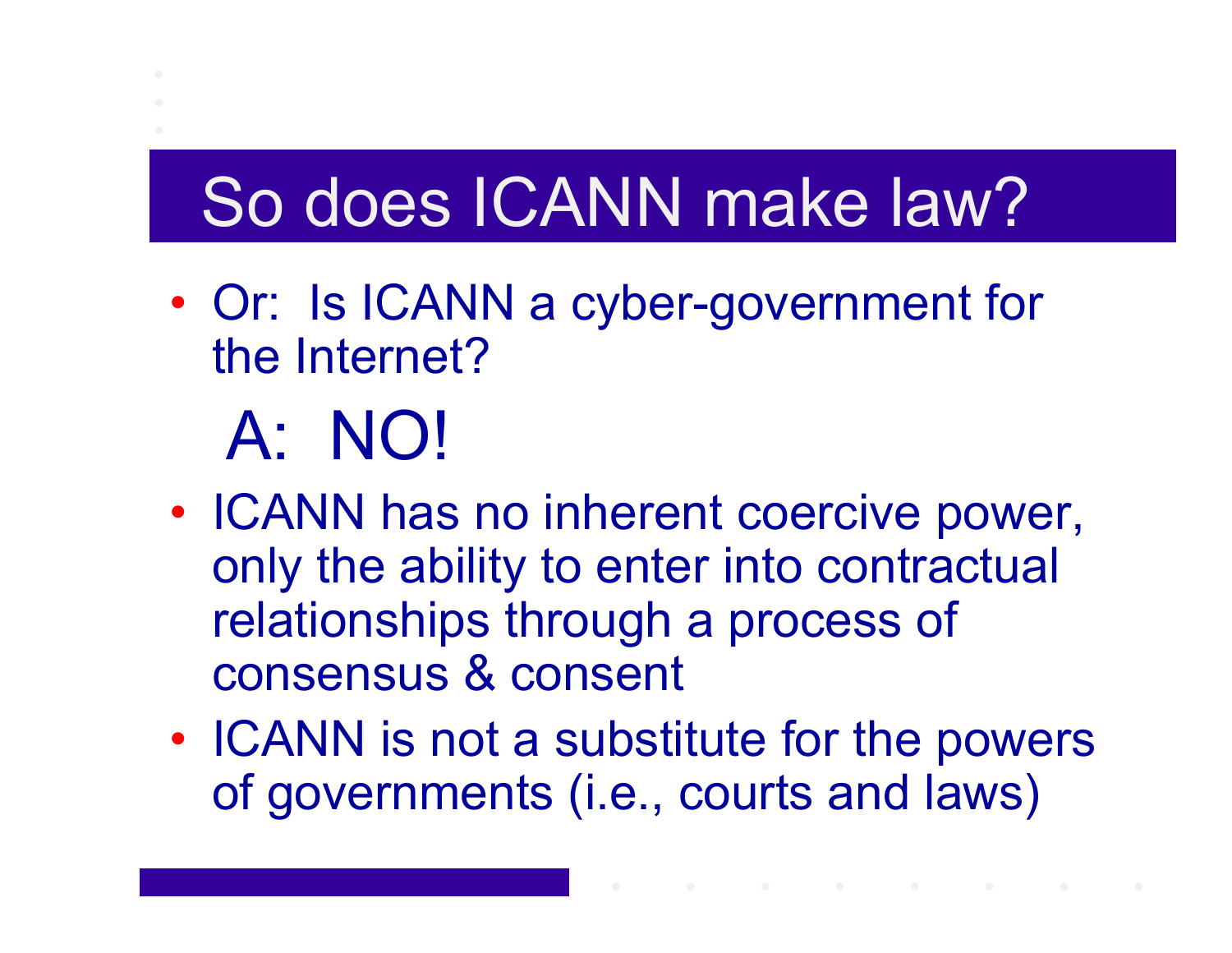# So does ICANN make law?

- Or: Is ICANN a cyber-government for the Internet?

A: NO!

- ICANN has no inherent coercive power, only the ability to enter into contractual relationships through a process of consensus & consent
- ICANN is not a substitute for the powers of governments (i.e., courts and laws)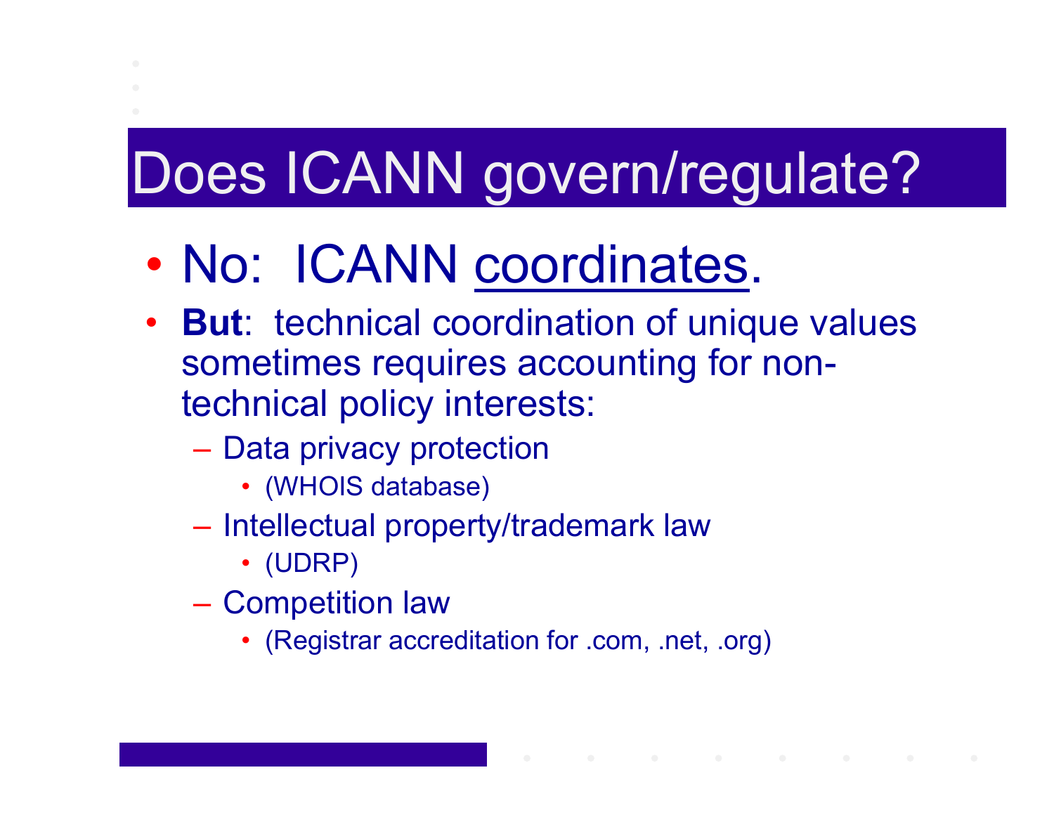# Does ICANN govern/regulate?

- No: ICANN <u>coordinates</u>.
- **But**: technical coordination of unique values sometimes requires accounting for non-technical policy interests:
  - Data privacy protection
    - (WHOIS database)
  - Intellectual property/trademark law
    - (UDRP)
  - Competition law
    - (Registrar accreditation for .com, .net, .org)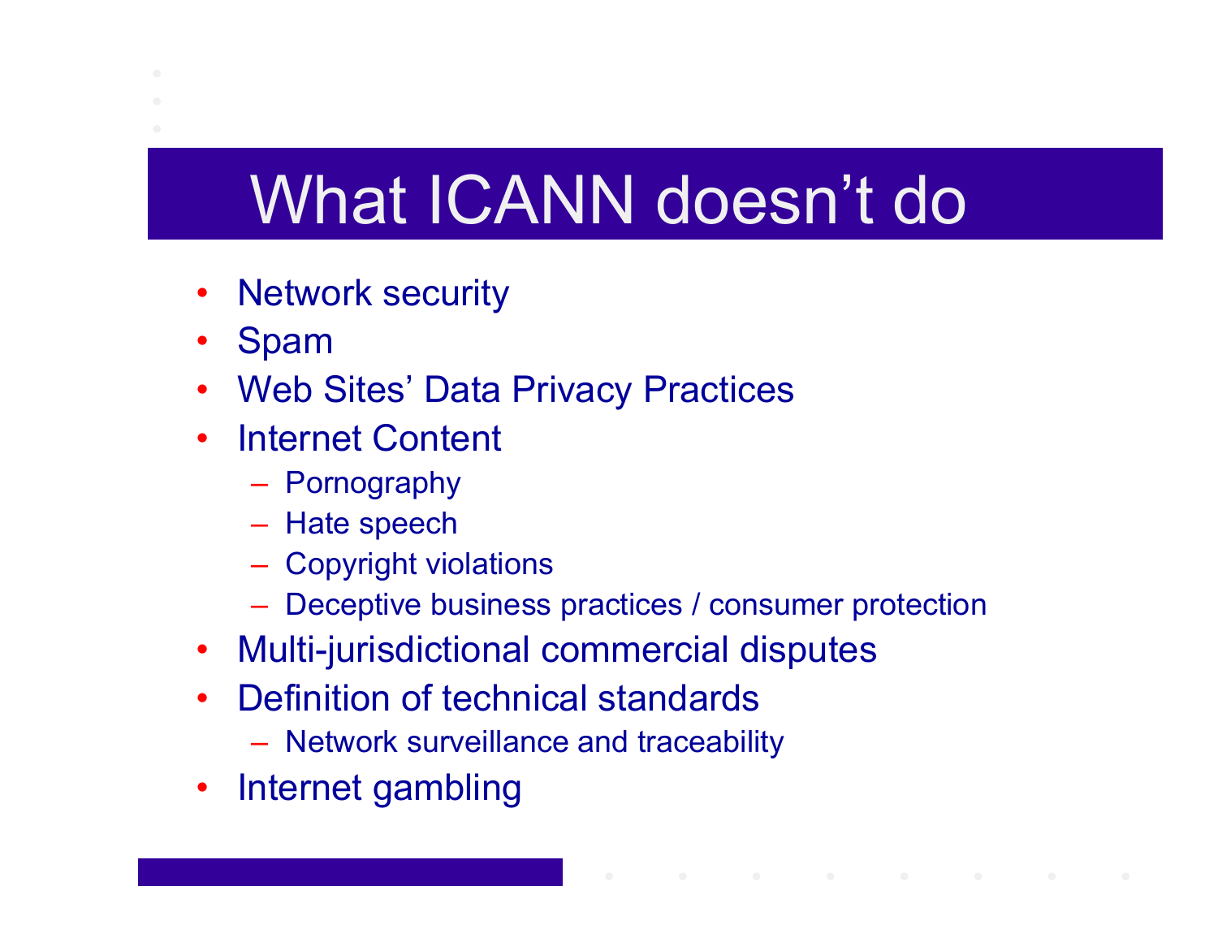# What ICANN doesn’t do

- Network security
- Spam
- Web Sites’ Data Privacy Practices
- Internet Content
  - Pornography
  - Hate speech
  - Copyright violations
  - Deceptive business practices / consumer protection
- Multi-jurisdictional commercial disputes
- Definition of technical standards
  - Network surveillance and traceability
- Internet gambling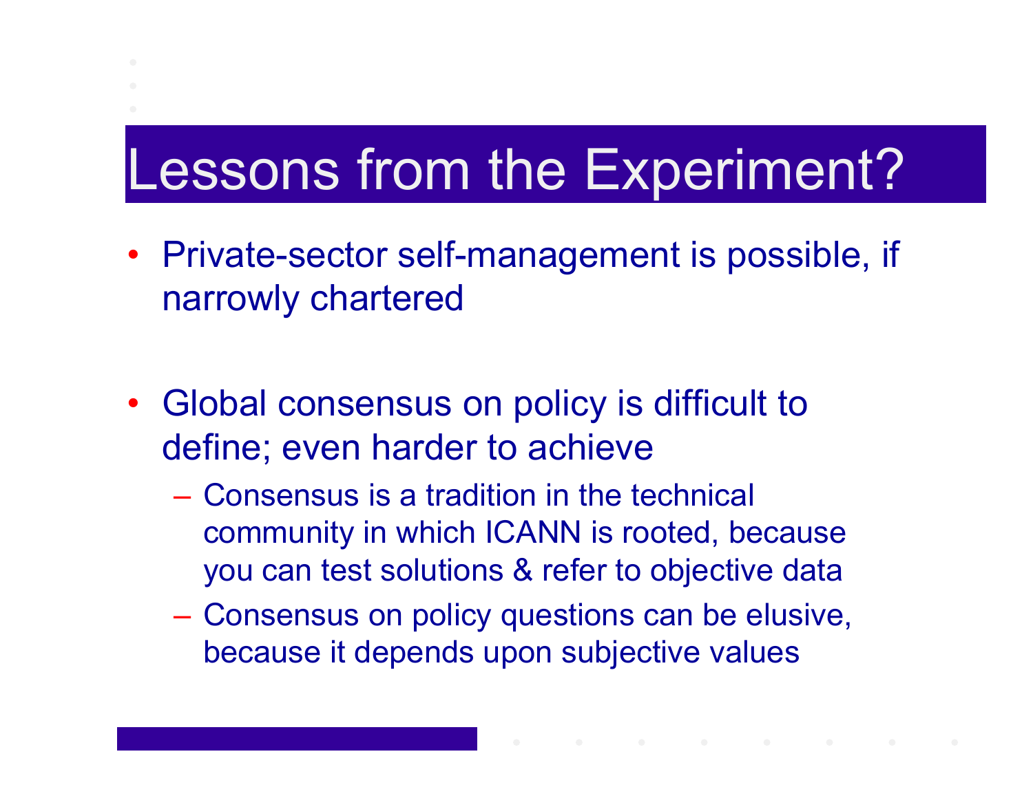# Lessons from the Experiment?

- Private-sector self-management is possible, if narrowly chartered
- Global consensus on policy is difficult to define; even harder to achieve
  - Consensus is a tradition in the technical community in which ICANN is rooted, because you can test solutions & refer to objective data
  - Consensus on policy questions can be elusive, because it depends upon subjective values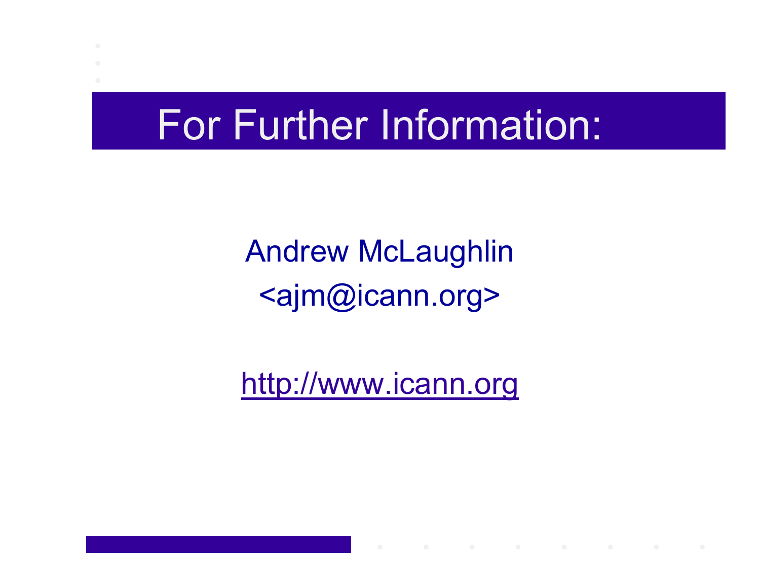# For Further Information:

Andrew McLaughlin
<ajm@icann.org>

http://www.icann.org